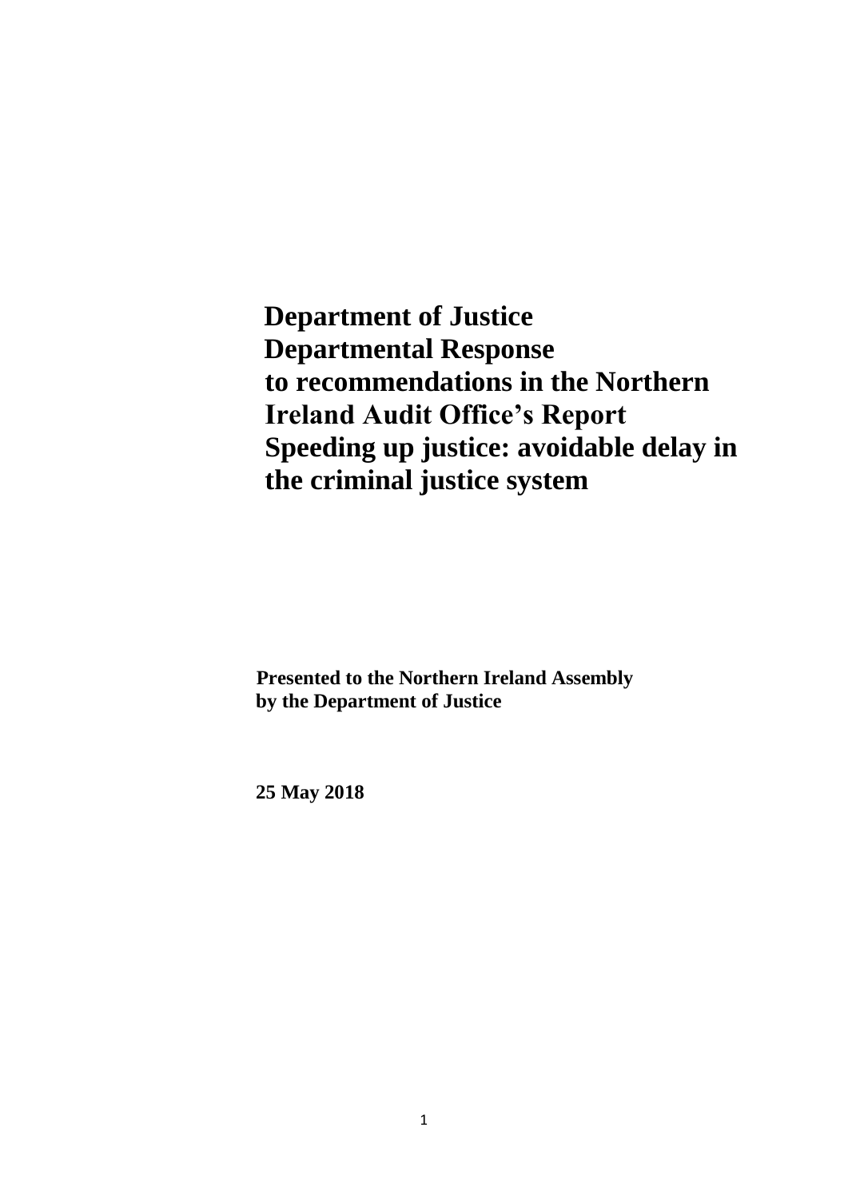# Department of Justice
# Departmental Response
# to recommendations in the Northern Ireland Audit Office's Report
# Speeding up justice: avoidable delay in the criminal justice system

**Presented to the Northern Ireland Assembly by the Department of Justice**

**25 May 2018**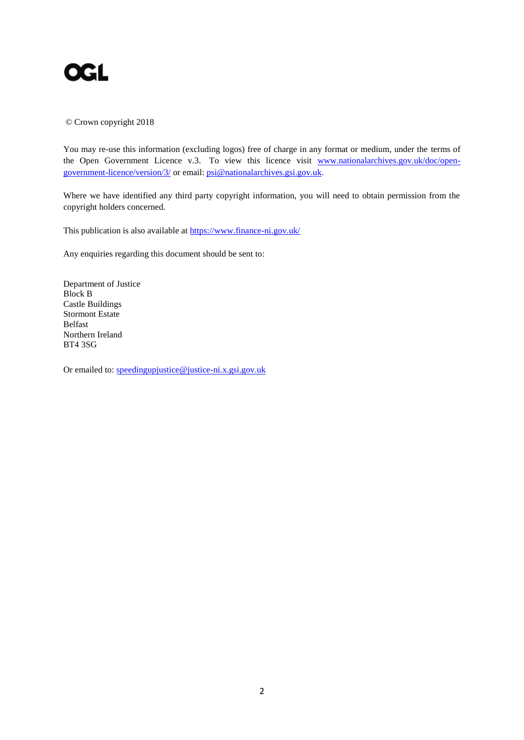OGL

© Crown copyright 2018

You may re-use this information (excluding logos) free of charge in any format or medium, under the terms of the Open Government Licence v.3. To view this licence visit www.nationalarchives.gov.uk/doc/open-government-licence/version/3/ or email: psi@nationalarchives.gsi.gov.uk.

Where we have identified any third party copyright information, you will need to obtain permission from the copyright holders concerned.

This publication is also available at https://www.finance-ni.gov.uk/

Any enquiries regarding this document should be sent to:

Department of Justice
Block B
Castle Buildings
Stormont Estate
Belfast
Northern Ireland
BT4 3SG

Or emailed to: speedingupjustice@justice-ni.x.gsi.gov.uk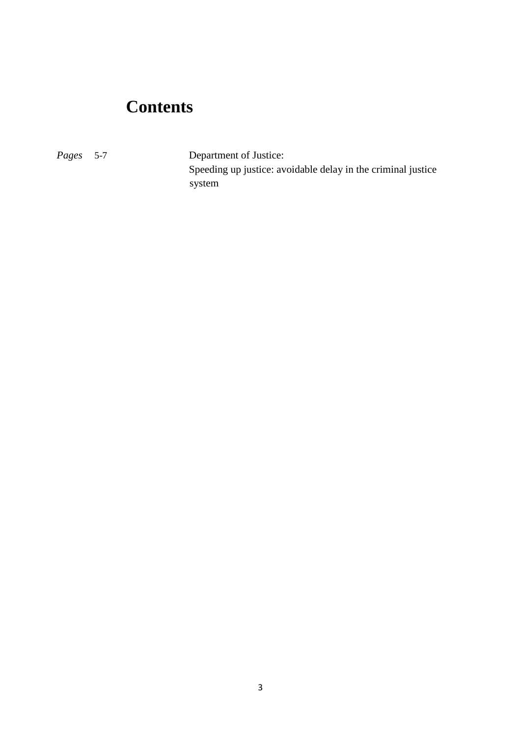# Contents

| *Pages* 5-7 | Department of Justice: Speeding up justice: avoidable delay in the criminal justice system |
|---|---|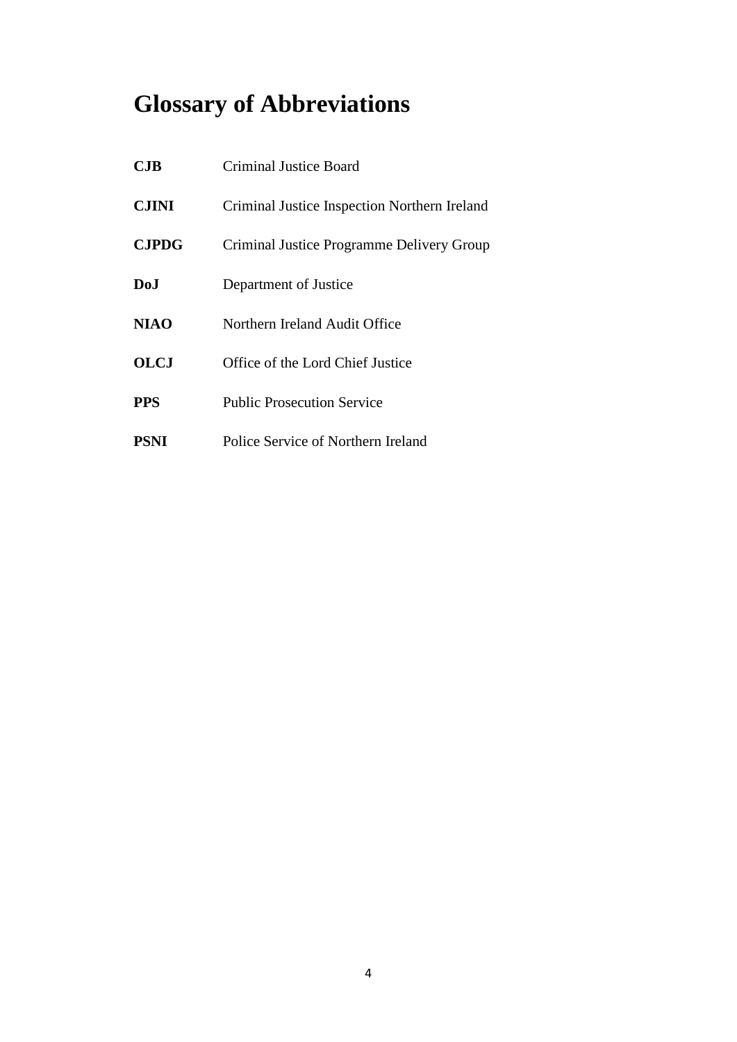# Glossary of Abbreviations

| | |
|---|---|
| **CJB** | Criminal Justice Board |
| **CJINI** | Criminal Justice Inspection Northern Ireland |
| **CJPDG** | Criminal Justice Programme Delivery Group |
| **DoJ** | Department of Justice |
| **NIAO** | Northern Ireland Audit Office |
| **OLCJ** | Office of the Lord Chief Justice |
| **PPS** | Public Prosecution Service |
| **PSNI** | Police Service of Northern Ireland |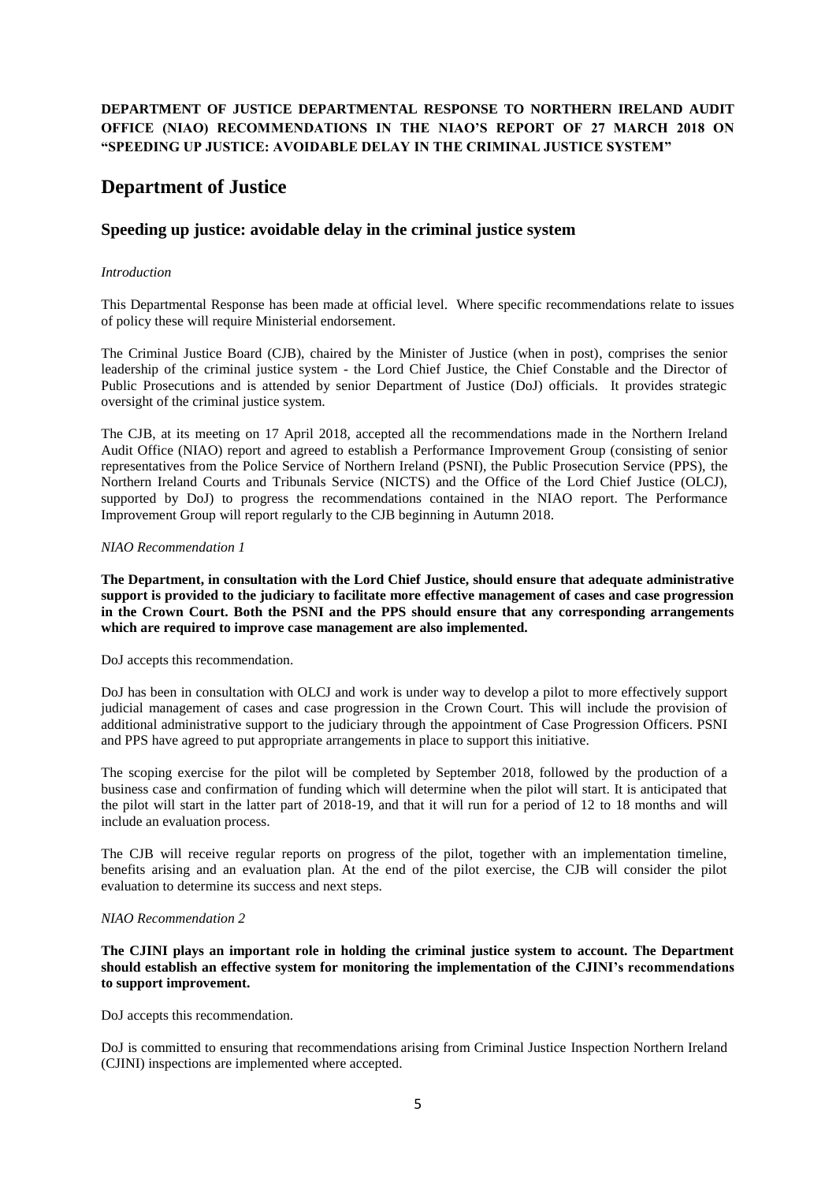**DEPARTMENT OF JUSTICE DEPARTMENTAL RESPONSE TO NORTHERN IRELAND AUDIT OFFICE (NIAO) RECOMMENDATIONS IN THE NIAO'S REPORT OF 27 MARCH 2018 ON "SPEEDING UP JUSTICE: AVOIDABLE DELAY IN THE CRIMINAL JUSTICE SYSTEM"**

# Department of Justice

## Speeding up justice: avoidable delay in the criminal justice system

*Introduction*

This Departmental Response has been made at official level. Where specific recommendations relate to issues of policy these will require Ministerial endorsement.

The Criminal Justice Board (CJB), chaired by the Minister of Justice (when in post), comprises the senior leadership of the criminal justice system - the Lord Chief Justice, the Chief Constable and the Director of Public Prosecutions and is attended by senior Department of Justice (DoJ) officials. It provides strategic oversight of the criminal justice system.

The CJB, at its meeting on 17 April 2018, accepted all the recommendations made in the Northern Ireland Audit Office (NIAO) report and agreed to establish a Performance Improvement Group (consisting of senior representatives from the Police Service of Northern Ireland (PSNI), the Public Prosecution Service (PPS), the Northern Ireland Courts and Tribunals Service (NICTS) and the Office of the Lord Chief Justice (OLCJ), supported by DoJ) to progress the recommendations contained in the NIAO report. The Performance Improvement Group will report regularly to the CJB beginning in Autumn 2018.

*NIAO Recommendation 1*

**The Department, in consultation with the Lord Chief Justice, should ensure that adequate administrative support is provided to the judiciary to facilitate more effective management of cases and case progression in the Crown Court. Both the PSNI and the PPS should ensure that any corresponding arrangements which are required to improve case management are also implemented.**

DoJ accepts this recommendation.

DoJ has been in consultation with OLCJ and work is under way to develop a pilot to more effectively support judicial management of cases and case progression in the Crown Court. This will include the provision of additional administrative support to the judiciary through the appointment of Case Progression Officers. PSNI and PPS have agreed to put appropriate arrangements in place to support this initiative.

The scoping exercise for the pilot will be completed by September 2018, followed by the production of a business case and confirmation of funding which will determine when the pilot will start. It is anticipated that the pilot will start in the latter part of 2018-19, and that it will run for a period of 12 to 18 months and will include an evaluation process.

The CJB will receive regular reports on progress of the pilot, together with an implementation timeline, benefits arising and an evaluation plan. At the end of the pilot exercise, the CJB will consider the pilot evaluation to determine its success and next steps.

*NIAO Recommendation 2*

**The CJINI plays an important role in holding the criminal justice system to account. The Department should establish an effective system for monitoring the implementation of the CJINI's recommendations to support improvement.**

DoJ accepts this recommendation.

DoJ is committed to ensuring that recommendations arising from Criminal Justice Inspection Northern Ireland (CJINI) inspections are implemented where accepted.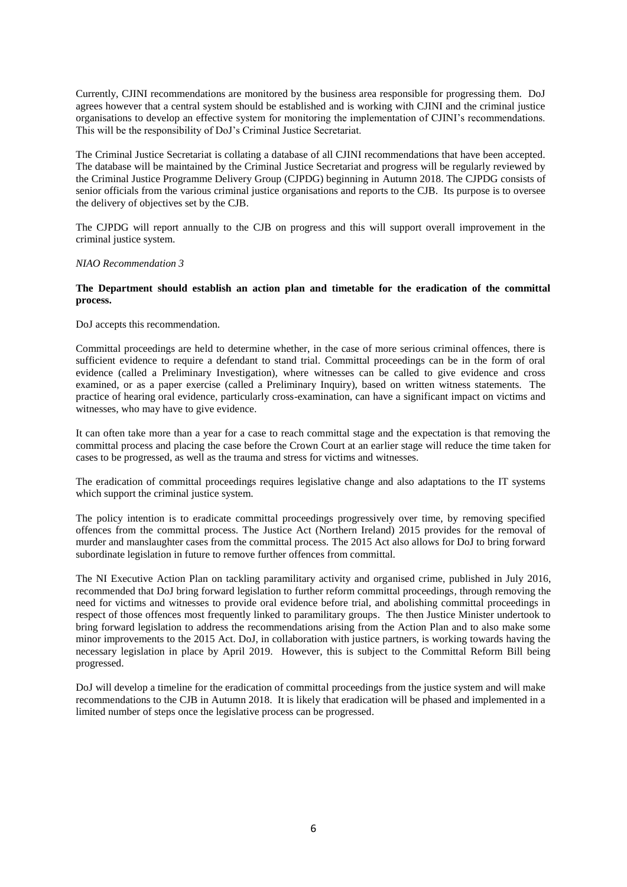Currently, CJINI recommendations are monitored by the business area responsible for progressing them. DoJ agrees however that a central system should be established and is working with CJINI and the criminal justice organisations to develop an effective system for monitoring the implementation of CJINI's recommendations. This will be the responsibility of DoJ's Criminal Justice Secretariat.

The Criminal Justice Secretariat is collating a database of all CJINI recommendations that have been accepted. The database will be maintained by the Criminal Justice Secretariat and progress will be regularly reviewed by the Criminal Justice Programme Delivery Group (CJPDG) beginning in Autumn 2018. The CJPDG consists of senior officials from the various criminal justice organisations and reports to the CJB. Its purpose is to oversee the delivery of objectives set by the CJB.

The CJPDG will report annually to the CJB on progress and this will support overall improvement in the criminal justice system.

*NIAO Recommendation 3*

**The Department should establish an action plan and timetable for the eradication of the committal process.**

DoJ accepts this recommendation.

Committal proceedings are held to determine whether, in the case of more serious criminal offences, there is sufficient evidence to require a defendant to stand trial. Committal proceedings can be in the form of oral evidence (called a Preliminary Investigation), where witnesses can be called to give evidence and cross examined, or as a paper exercise (called a Preliminary Inquiry), based on written witness statements. The practice of hearing oral evidence, particularly cross-examination, can have a significant impact on victims and witnesses, who may have to give evidence.

It can often take more than a year for a case to reach committal stage and the expectation is that removing the committal process and placing the case before the Crown Court at an earlier stage will reduce the time taken for cases to be progressed, as well as the trauma and stress for victims and witnesses.

The eradication of committal proceedings requires legislative change and also adaptations to the IT systems which support the criminal justice system.

The policy intention is to eradicate committal proceedings progressively over time, by removing specified offences from the committal process. The Justice Act (Northern Ireland) 2015 provides for the removal of murder and manslaughter cases from the committal process. The 2015 Act also allows for DoJ to bring forward subordinate legislation in future to remove further offences from committal.

The NI Executive Action Plan on tackling paramilitary activity and organised crime, published in July 2016, recommended that DoJ bring forward legislation to further reform committal proceedings, through removing the need for victims and witnesses to provide oral evidence before trial, and abolishing committal proceedings in respect of those offences most frequently linked to paramilitary groups. The then Justice Minister undertook to bring forward legislation to address the recommendations arising from the Action Plan and to also make some minor improvements to the 2015 Act. DoJ, in collaboration with justice partners, is working towards having the necessary legislation in place by April 2019. However, this is subject to the Committal Reform Bill being progressed.

DoJ will develop a timeline for the eradication of committal proceedings from the justice system and will make recommendations to the CJB in Autumn 2018. It is likely that eradication will be phased and implemented in a limited number of steps once the legislative process can be progressed.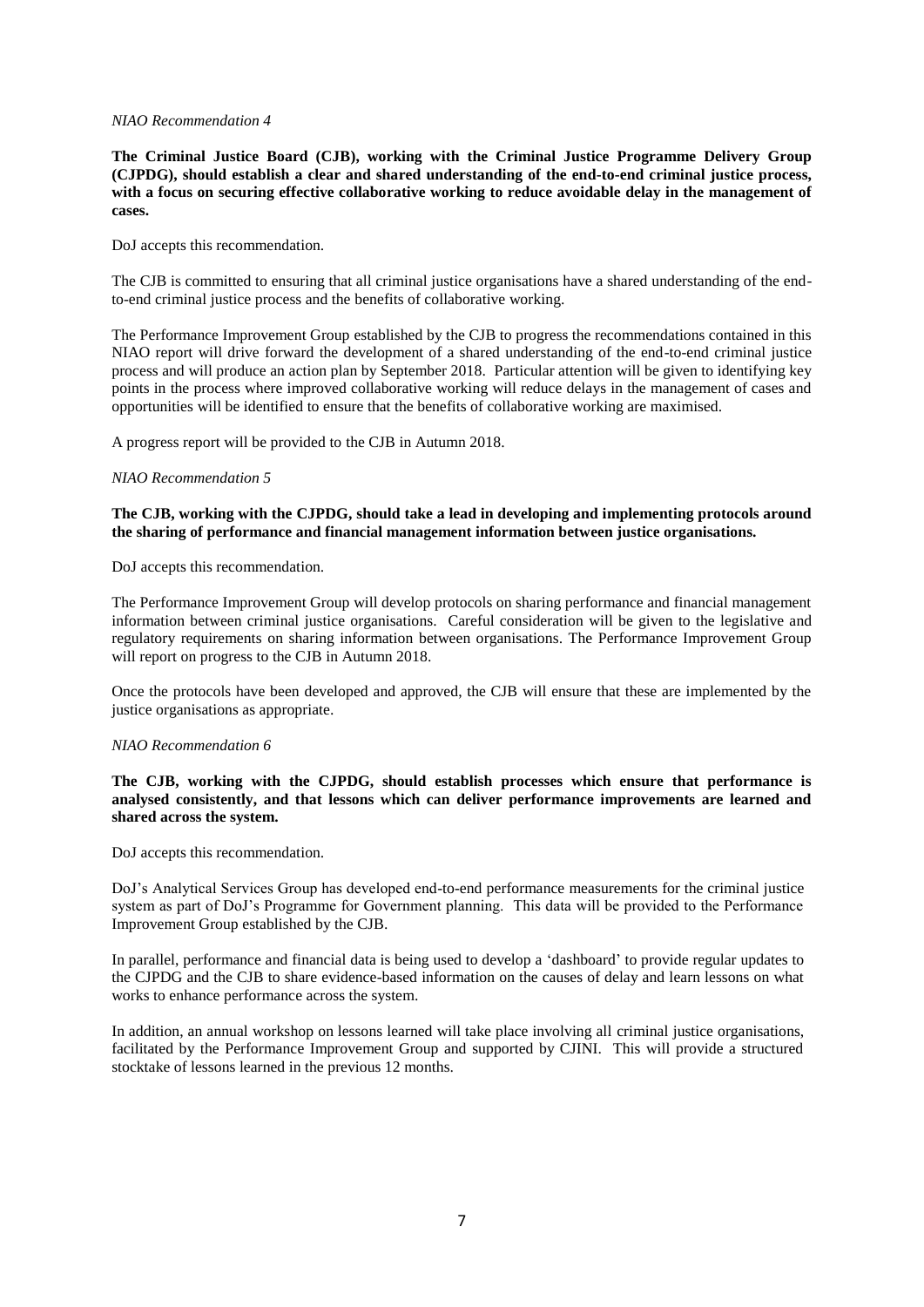*NIAO Recommendation 4*

**The Criminal Justice Board (CJB), working with the Criminal Justice Programme Delivery Group (CJPDG), should establish a clear and shared understanding of the end-to-end criminal justice process, with a focus on securing effective collaborative working to reduce avoidable delay in the management of cases.**

DoJ accepts this recommendation.

The CJB is committed to ensuring that all criminal justice organisations have a shared understanding of the end-to-end criminal justice process and the benefits of collaborative working.

The Performance Improvement Group established by the CJB to progress the recommendations contained in this NIAO report will drive forward the development of a shared understanding of the end-to-end criminal justice process and will produce an action plan by September 2018. Particular attention will be given to identifying key points in the process where improved collaborative working will reduce delays in the management of cases and opportunities will be identified to ensure that the benefits of collaborative working are maximised.

A progress report will be provided to the CJB in Autumn 2018.

*NIAO Recommendation 5*

**The CJB, working with the CJPDG, should take a lead in developing and implementing protocols around the sharing of performance and financial management information between justice organisations.**

DoJ accepts this recommendation.

The Performance Improvement Group will develop protocols on sharing performance and financial management information between criminal justice organisations. Careful consideration will be given to the legislative and regulatory requirements on sharing information between organisations. The Performance Improvement Group will report on progress to the CJB in Autumn 2018.

Once the protocols have been developed and approved, the CJB will ensure that these are implemented by the justice organisations as appropriate.

*NIAO Recommendation 6*

**The CJB, working with the CJPDG, should establish processes which ensure that performance is analysed consistently, and that lessons which can deliver performance improvements are learned and shared across the system.**

DoJ accepts this recommendation.

DoJ's Analytical Services Group has developed end-to-end performance measurements for the criminal justice system as part of DoJ's Programme for Government planning. This data will be provided to the Performance Improvement Group established by the CJB.

In parallel, performance and financial data is being used to develop a 'dashboard' to provide regular updates to the CJPDG and the CJB to share evidence-based information on the causes of delay and learn lessons on what works to enhance performance across the system.

In addition, an annual workshop on lessons learned will take place involving all criminal justice organisations, facilitated by the Performance Improvement Group and supported by CJINI. This will provide a structured stocktake of lessons learned in the previous 12 months.